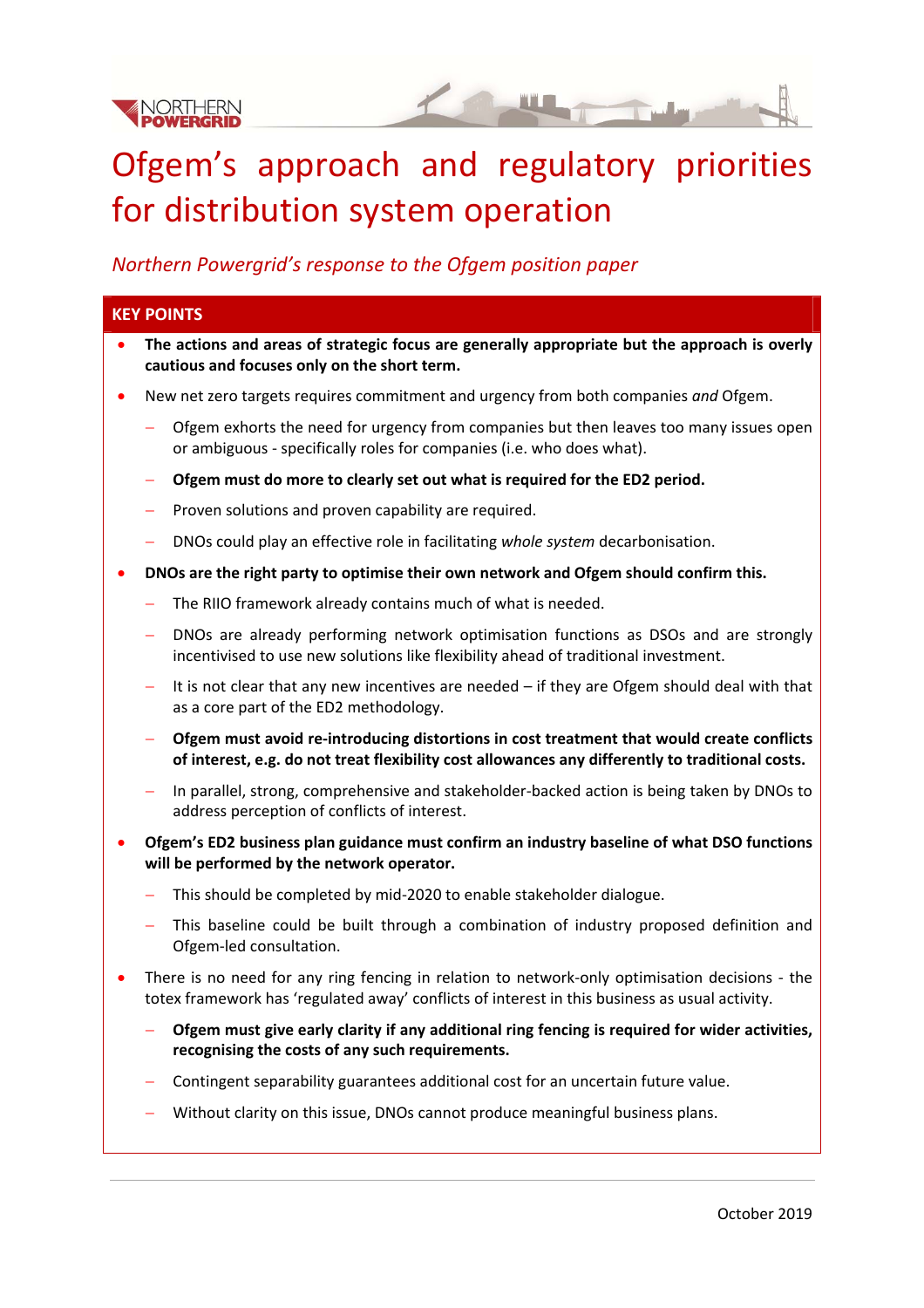# Ofgem's approach and regulatory priorities for distribution system operation

*Northern Powergrid's response to the Ofgem position paper*

## KEY POINTS

- **The actions and areas of strategic focus are generally appropriate but the approach is overly cautious and focuses only on the short term.**
- New net zero targets requires commitment and urgency from both companies *and* Ofgem.
  - Ofgem exhorts the need for urgency from companies but then leaves too many issues open or ambiguous - specifically roles for companies (i.e. who does what).
  - **Ofgem must do more to clearly set out what is required for the ED2 period.**
  - Proven solutions and proven capability are required.
  - DNOs could play an effective role in facilitating *whole system* decarbonisation.
- **DNOs are the right party to optimise their own network and Ofgem should confirm this.**
  - The RIIO framework already contains much of what is needed.
  - DNOs are already performing network optimisation functions as DSOs and are strongly incentivised to use new solutions like flexibility ahead of traditional investment.
  - It is not clear that any new incentives are needed – if they are Ofgem should deal with that as a core part of the ED2 methodology.
  - **Ofgem must avoid re-introducing distortions in cost treatment that would create conflicts of interest, e.g. do not treat flexibility cost allowances any differently to traditional costs.**
  - In parallel, strong, comprehensive and stakeholder-backed action is being taken by DNOs to address perception of conflicts of interest.
- **Ofgem's ED2 business plan guidance must confirm an industry baseline of what DSO functions will be performed by the network operator.**
  - This should be completed by mid-2020 to enable stakeholder dialogue.
  - This baseline could be built through a combination of industry proposed definition and Ofgem-led consultation.
- There is no need for any ring fencing in relation to network-only optimisation decisions - the totex framework has 'regulated away' conflicts of interest in this business as usual activity.
  - **Ofgem must give early clarity if any additional ring fencing is required for wider activities, recognising the costs of any such requirements.**
  - Contingent separability guarantees additional cost for an uncertain future value.
  - Without clarity on this issue, DNOs cannot produce meaningful business plans.

October 2019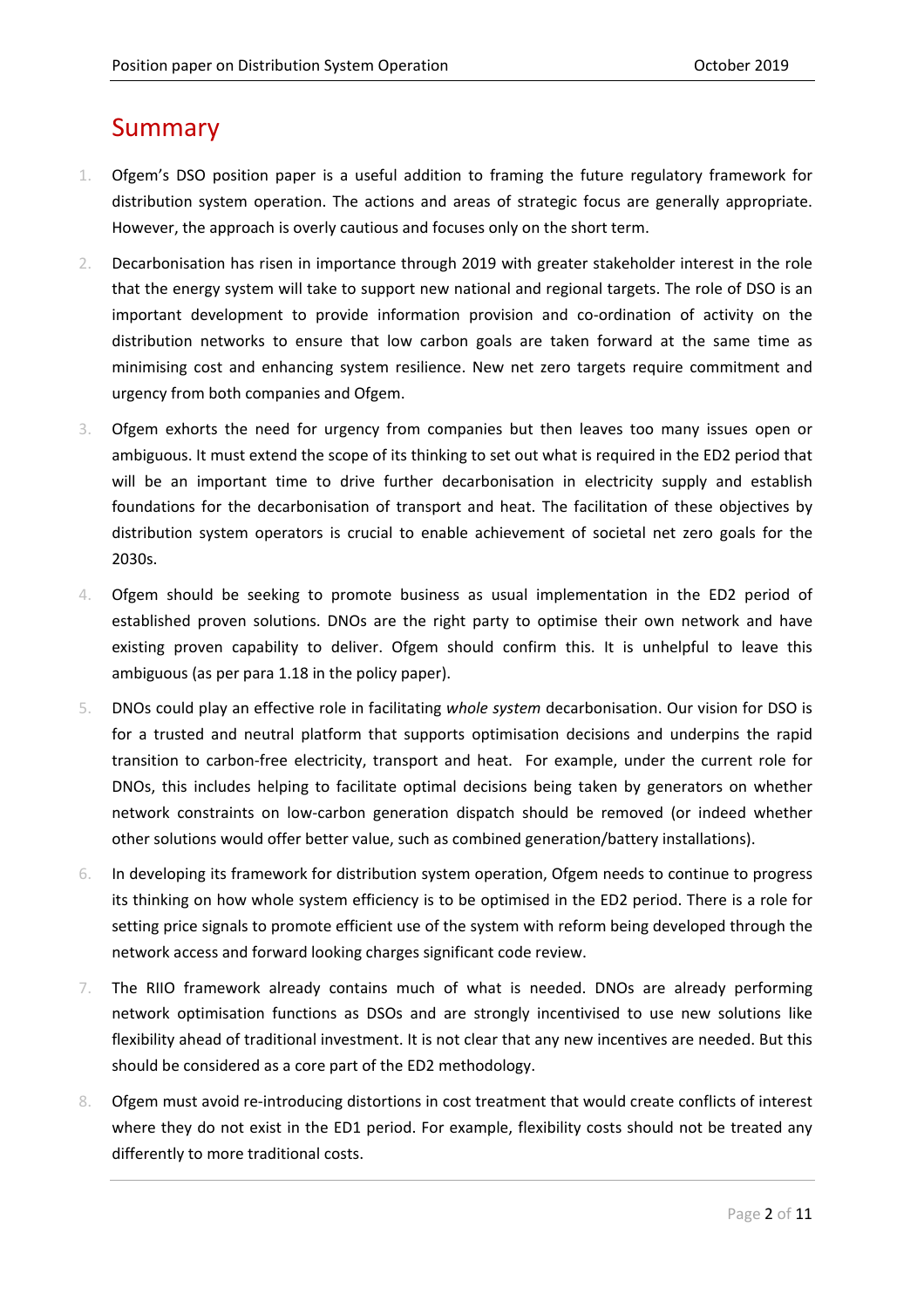# Summary

1. Ofgem's DSO position paper is a useful addition to framing the future regulatory framework for distribution system operation. The actions and areas of strategic focus are generally appropriate. However, the approach is overly cautious and focuses only on the short term.

2. Decarbonisation has risen in importance through 2019 with greater stakeholder interest in the role that the energy system will take to support new national and regional targets. The role of DSO is an important development to provide information provision and co-ordination of activity on the distribution networks to ensure that low carbon goals are taken forward at the same time as minimising cost and enhancing system resilience. New net zero targets require commitment and urgency from both companies and Ofgem.

3. Ofgem exhorts the need for urgency from companies but then leaves too many issues open or ambiguous. It must extend the scope of its thinking to set out what is required in the ED2 period that will be an important time to drive further decarbonisation in electricity supply and establish foundations for the decarbonisation of transport and heat. The facilitation of these objectives by distribution system operators is crucial to enable achievement of societal net zero goals for the 2030s.

4. Ofgem should be seeking to promote business as usual implementation in the ED2 period of established proven solutions. DNOs are the right party to optimise their own network and have existing proven capability to deliver. Ofgem should confirm this. It is unhelpful to leave this ambiguous (as per para 1.18 in the policy paper).

5. DNOs could play an effective role in facilitating *whole system* decarbonisation. Our vision for DSO is for a trusted and neutral platform that supports optimisation decisions and underpins the rapid transition to carbon-free electricity, transport and heat. For example, under the current role for DNOs, this includes helping to facilitate optimal decisions being taken by generators on whether network constraints on low-carbon generation dispatch should be removed (or indeed whether other solutions would offer better value, such as combined generation/battery installations).

6. In developing its framework for distribution system operation, Ofgem needs to continue to progress its thinking on how whole system efficiency is to be optimised in the ED2 period. There is a role for setting price signals to promote efficient use of the system with reform being developed through the network access and forward looking charges significant code review.

7. The RIIO framework already contains much of what is needed. DNOs are already performing network optimisation functions as DSOs and are strongly incentivised to use new solutions like flexibility ahead of traditional investment. It is not clear that any new incentives are needed. But this should be considered as a core part of the ED2 methodology.

8. Ofgem must avoid re-introducing distortions in cost treatment that would create conflicts of interest where they do not exist in the ED1 period. For example, flexibility costs should not be treated any differently to more traditional costs.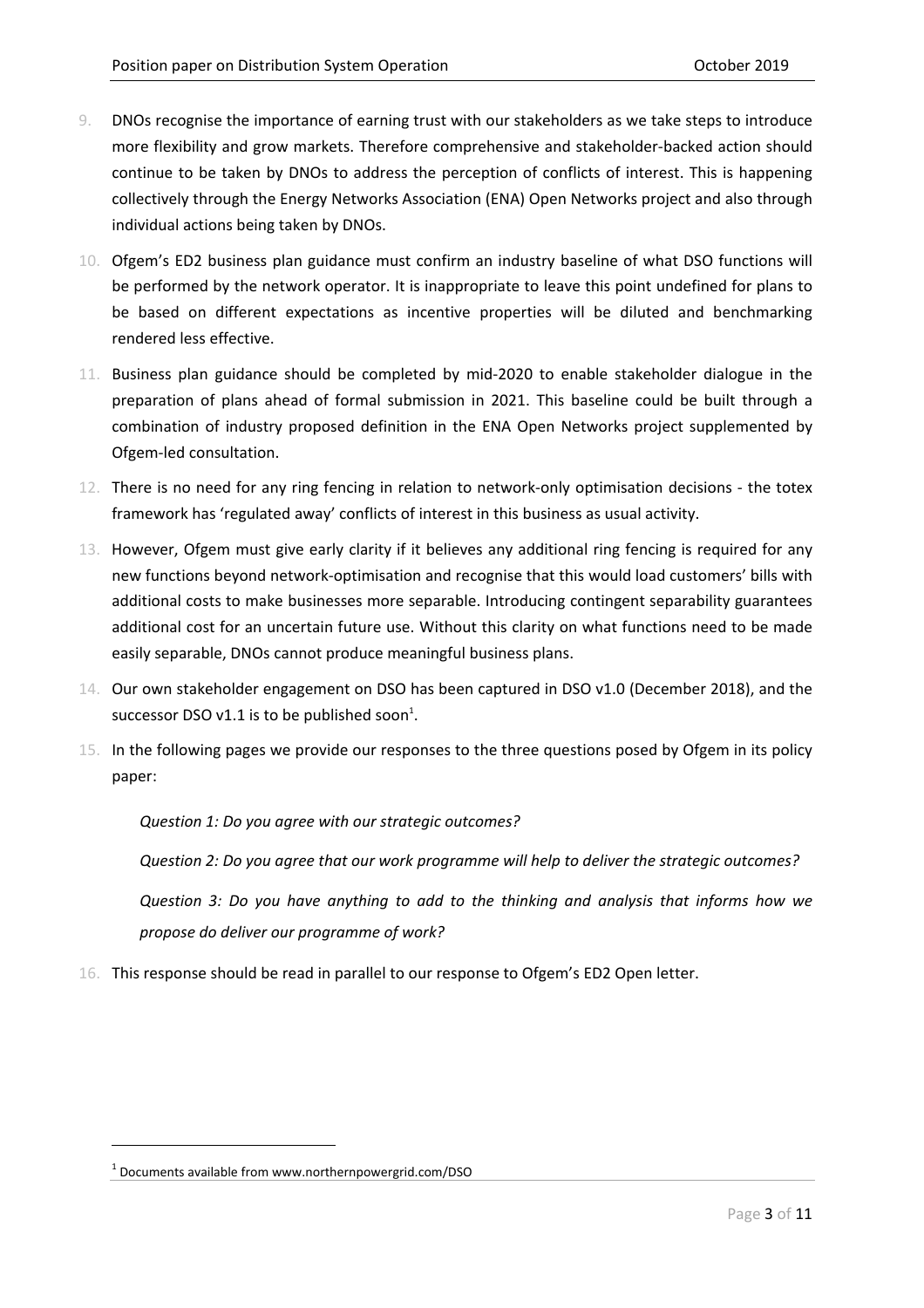9. DNOs recognise the importance of earning trust with our stakeholders as we take steps to introduce more flexibility and grow markets. Therefore comprehensive and stakeholder-backed action should continue to be taken by DNOs to address the perception of conflicts of interest. This is happening collectively through the Energy Networks Association (ENA) Open Networks project and also through individual actions being taken by DNOs.

10. Ofgem's ED2 business plan guidance must confirm an industry baseline of what DSO functions will be performed by the network operator. It is inappropriate to leave this point undefined for plans to be based on different expectations as incentive properties will be diluted and benchmarking rendered less effective.

11. Business plan guidance should be completed by mid-2020 to enable stakeholder dialogue in the preparation of plans ahead of formal submission in 2021. This baseline could be built through a combination of industry proposed definition in the ENA Open Networks project supplemented by Ofgem-led consultation.

12. There is no need for any ring fencing in relation to network-only optimisation decisions - the totex framework has 'regulated away' conflicts of interest in this business as usual activity.

13. However, Ofgem must give early clarity if it believes any additional ring fencing is required for any new functions beyond network-optimisation and recognise that this would load customers' bills with additional costs to make businesses more separable. Introducing contingent separability guarantees additional cost for an uncertain future use. Without this clarity on what functions need to be made easily separable, DNOs cannot produce meaningful business plans.

14. Our own stakeholder engagement on DSO has been captured in DSO v1.0 (December 2018), and the successor DSO v1.1 is to be published soon[1].

15. In the following pages we provide our responses to the three questions posed by Ofgem in its policy paper:

    *Question 1: Do you agree with our strategic outcomes?*

    *Question 2: Do you agree that our work programme will help to deliver the strategic outcomes?*

    *Question 3: Do you have anything to add to the thinking and analysis that informs how we propose do deliver our programme of work?*

16. This response should be read in parallel to our response to Ofgem's ED2 Open letter.

[1] Documents available from www.northernpowergrid.com/DSO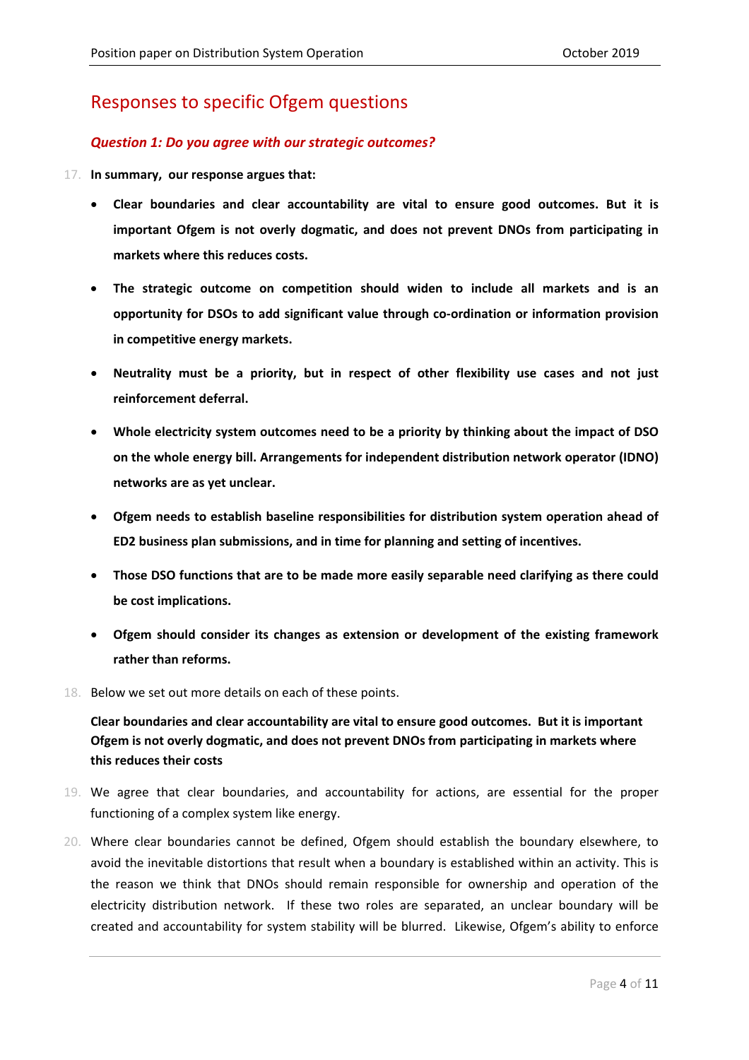## Responses to specific Ofgem questions

### *Question 1: Do you agree with our strategic outcomes?*

17. **In summary, our response argues that:**

- **Clear boundaries and clear accountability are vital to ensure good outcomes. But it is important Ofgem is not overly dogmatic, and does not prevent DNOs from participating in markets where this reduces costs.**
- **The strategic outcome on competition should widen to include all markets and is an opportunity for DSOs to add significant value through co-ordination or information provision in competitive energy markets.**
- **Neutrality must be a priority, but in respect of other flexibility use cases and not just reinforcement deferral.**
- **Whole electricity system outcomes need to be a priority by thinking about the impact of DSO on the whole energy bill. Arrangements for independent distribution network operator (IDNO) networks are as yet unclear.**
- **Ofgem needs to establish baseline responsibilities for distribution system operation ahead of ED2 business plan submissions, and in time for planning and setting of incentives.**
- **Those DSO functions that are to be made more easily separable need clarifying as there could be cost implications.**
- **Ofgem should consider its changes as extension or development of the existing framework rather than reforms.**

18. Below we set out more details on each of these points.

**Clear boundaries and clear accountability are vital to ensure good outcomes. But it is important Ofgem is not overly dogmatic, and does not prevent DNOs from participating in markets where this reduces their costs**

19. We agree that clear boundaries, and accountability for actions, are essential for the proper functioning of a complex system like energy.

20. Where clear boundaries cannot be defined, Ofgem should establish the boundary elsewhere, to avoid the inevitable distortions that result when a boundary is established within an activity. This is the reason we think that DNOs should remain responsible for ownership and operation of the electricity distribution network. If these two roles are separated, an unclear boundary will be created and accountability for system stability will be blurred. Likewise, Ofgem's ability to enforce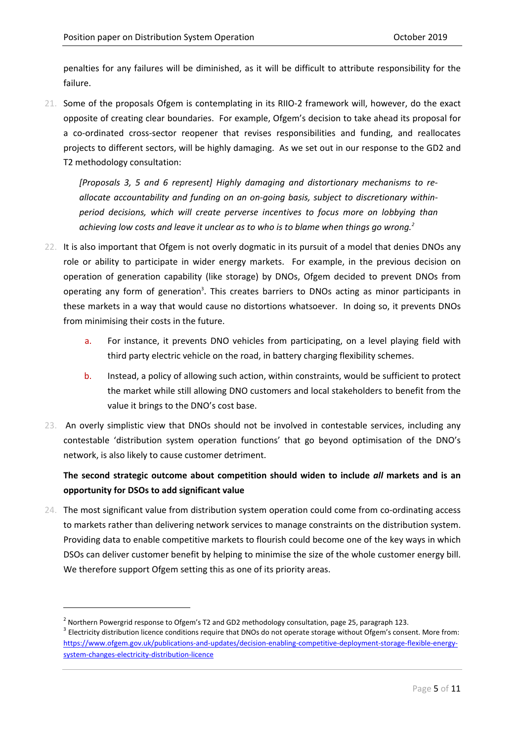penalties for any failures will be diminished, as it will be difficult to attribute responsibility for the failure.

21. Some of the proposals Ofgem is contemplating in its RIIO-2 framework will, however, do the exact opposite of creating clear boundaries. For example, Ofgem's decision to take ahead its proposal for a co-ordinated cross-sector reopener that revises responsibilities and funding, and reallocates projects to different sectors, will be highly damaging. As we set out in our response to the GD2 and T2 methodology consultation:

> *[Proposals 3, 5 and 6 represent] Highly damaging and distortionary mechanisms to re-allocate accountability and funding on an on-going basis, subject to discretionary within-period decisions, which will create perverse incentives to focus more on lobbying than achieving low costs and leave it unclear as to who is to blame when things go wrong.*[2]

22. It is also important that Ofgem is not overly dogmatic in its pursuit of a model that denies DNOs any role or ability to participate in wider energy markets. For example, in the previous decision on operation of generation capability (like storage) by DNOs, Ofgem decided to prevent DNOs from operating any form of generation[3]. This creates barriers to DNOs acting as minor participants in these markets in a way that would cause no distortions whatsoever. In doing so, it prevents DNOs from minimising their costs in the future.

    a. For instance, it prevents DNO vehicles from participating, on a level playing field with third party electric vehicle on the road, in battery charging flexibility schemes.

    b. Instead, a policy of allowing such action, within constraints, would be sufficient to protect the market while still allowing DNO customers and local stakeholders to benefit from the value it brings to the DNO's cost base.

23. An overly simplistic view that DNOs should not be involved in contestable services, including any contestable 'distribution system operation functions' that go beyond optimisation of the DNO's network, is also likely to cause customer detriment.

**The second strategic outcome about competition should widen to include *all* markets and is an opportunity for DSOs to add significant value**

24. The most significant value from distribution system operation could come from co-ordinating access to markets rather than delivering network services to manage constraints on the distribution system. Providing data to enable competitive markets to flourish could become one of the key ways in which DSOs can deliver customer benefit by helping to minimise the size of the whole customer energy bill. We therefore support Ofgem setting this as one of its priority areas.

---

[2] Northern Powergrid response to Ofgem's T2 and GD2 methodology consultation, page 25, paragraph 123.

[3] Electricity distribution licence conditions require that DNOs do not operate storage without Ofgem's consent. More from: https://www.ofgem.gov.uk/publications-and-updates/decision-enabling-competitive-deployment-storage-flexible-energy-system-changes-electricity-distribution-licence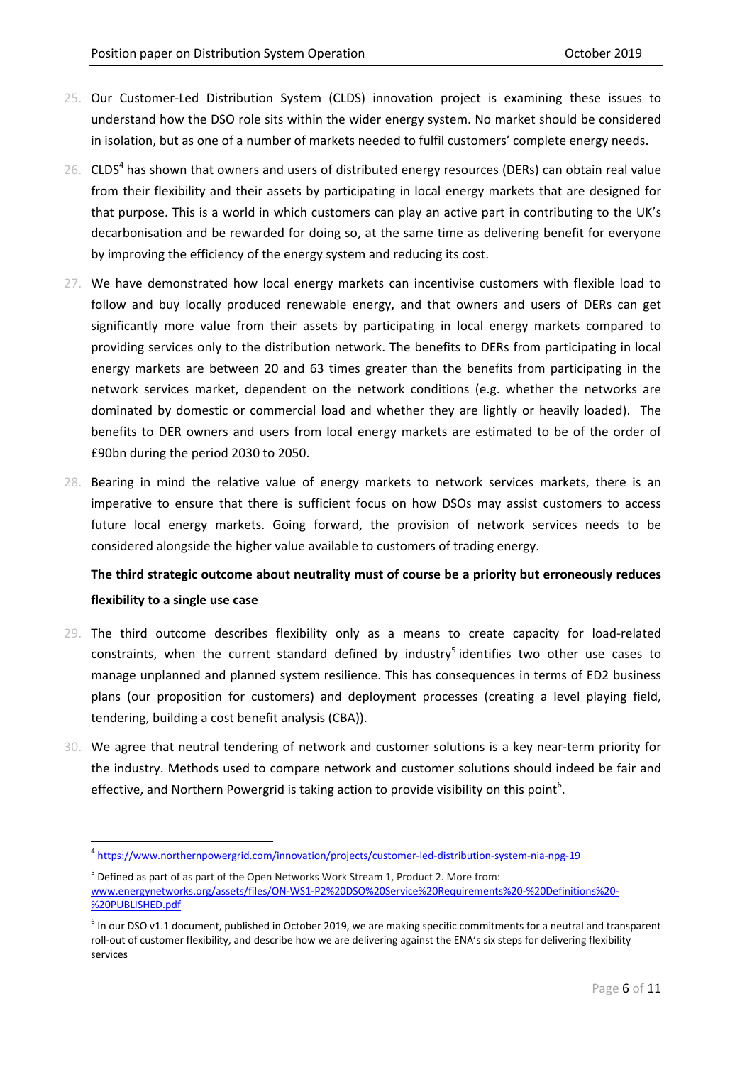25. Our Customer-Led Distribution System (CLDS) innovation project is examining these issues to understand how the DSO role sits within the wider energy system. No market should be considered in isolation, but as one of a number of markets needed to fulfil customers' complete energy needs.

26. CLDS[4] has shown that owners and users of distributed energy resources (DERs) can obtain real value from their flexibility and their assets by participating in local energy markets that are designed for that purpose. This is a world in which customers can play an active part in contributing to the UK's decarbonisation and be rewarded for doing so, at the same time as delivering benefit for everyone by improving the efficiency of the energy system and reducing its cost.

27. We have demonstrated how local energy markets can incentivise customers with flexible load to follow and buy locally produced renewable energy, and that owners and users of DERs can get significantly more value from their assets by participating in local energy markets compared to providing services only to the distribution network. The benefits to DERs from participating in local energy markets are between 20 and 63 times greater than the benefits from participating in the network services market, dependent on the network conditions (e.g. whether the networks are dominated by domestic or commercial load and whether they are lightly or heavily loaded). The benefits to DER owners and users from local energy markets are estimated to be of the order of £90bn during the period 2030 to 2050.

28. Bearing in mind the relative value of energy markets to network services markets, there is an imperative to ensure that there is sufficient focus on how DSOs may assist customers to access future local energy markets. Going forward, the provision of network services needs to be considered alongside the higher value available to customers of trading energy.

**The third strategic outcome about neutrality must of course be a priority but erroneously reduces flexibility to a single use case**

29. The third outcome describes flexibility only as a means to create capacity for load-related constraints, when the current standard defined by industry[5] identifies two other use cases to manage unplanned and planned system resilience. This has consequences in terms of ED2 business plans (our proposition for customers) and deployment processes (creating a level playing field, tendering, building a cost benefit analysis (CBA)).

30. We agree that neutral tendering of network and customer solutions is a key near-term priority for the industry. Methods used to compare network and customer solutions should indeed be fair and effective, and Northern Powergrid is taking action to provide visibility on this point[6].

---

[4] https://www.northernpowergrid.com/innovation/projects/customer-led-distribution-system-nia-npg-19

[5] Defined as part of as part of the Open Networks Work Stream 1, Product 2. More from: www.energynetworks.org/assets/files/ON-WS1-P2%20DSO%20Service%20Requirements%20-%20Definitions%20-%20PUBLISHED.pdf

[6] In our DSO v1.1 document, published in October 2019, we are making specific commitments for a neutral and transparent roll-out of customer flexibility, and describe how we are delivering against the ENA's six steps for delivering flexibility services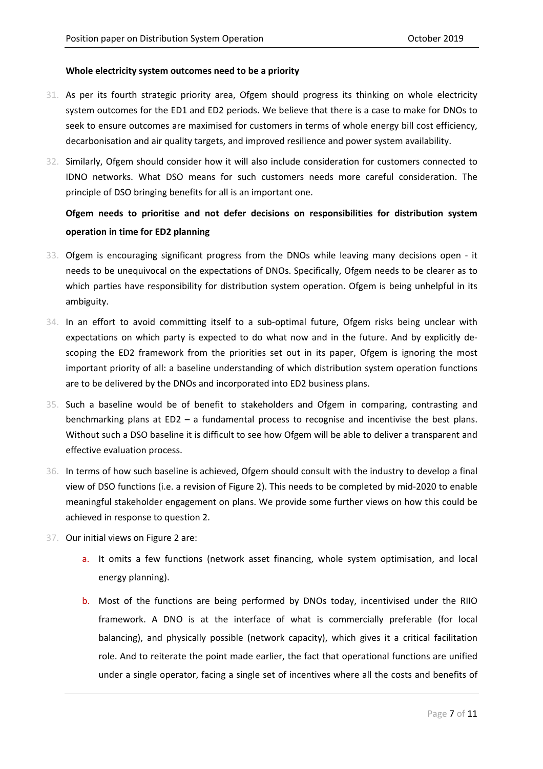**Whole electricity system outcomes need to be a priority**

31. As per its fourth strategic priority area, Ofgem should progress its thinking on whole electricity system outcomes for the ED1 and ED2 periods. We believe that there is a case to make for DNOs to seek to ensure outcomes are maximised for customers in terms of whole energy bill cost efficiency, decarbonisation and air quality targets, and improved resilience and power system availability.

32. Similarly, Ofgem should consider how it will also include consideration for customers connected to IDNO networks. What DSO means for such customers needs more careful consideration. The principle of DSO bringing benefits for all is an important one.

**Ofgem needs to prioritise and not defer decisions on responsibilities for distribution system operation in time for ED2 planning**

33. Ofgem is encouraging significant progress from the DNOs while leaving many decisions open - it needs to be unequivocal on the expectations of DNOs. Specifically, Ofgem needs to be clearer as to which parties have responsibility for distribution system operation. Ofgem is being unhelpful in its ambiguity.

34. In an effort to avoid committing itself to a sub-optimal future, Ofgem risks being unclear with expectations on which party is expected to do what now and in the future. And by explicitly de-scoping the ED2 framework from the priorities set out in its paper, Ofgem is ignoring the most important priority of all: a baseline understanding of which distribution system operation functions are to be delivered by the DNOs and incorporated into ED2 business plans.

35. Such a baseline would be of benefit to stakeholders and Ofgem in comparing, contrasting and benchmarking plans at ED2 – a fundamental process to recognise and incentivise the best plans. Without such a DSO baseline it is difficult to see how Ofgem will be able to deliver a transparent and effective evaluation process.

36. In terms of how such baseline is achieved, Ofgem should consult with the industry to develop a final view of DSO functions (i.e. a revision of Figure 2). This needs to be completed by mid-2020 to enable meaningful stakeholder engagement on plans. We provide some further views on how this could be achieved in response to question 2.

37. Our initial views on Figure 2 are:

    a. It omits a few functions (network asset financing, whole system optimisation, and local energy planning).

    b. Most of the functions are being performed by DNOs today, incentivised under the RIIO framework. A DNO is at the interface of what is commercially preferable (for local balancing), and physically possible (network capacity), which gives it a critical facilitation role. And to reiterate the point made earlier, the fact that operational functions are unified under a single operator, facing a single set of incentives where all the costs and benefits of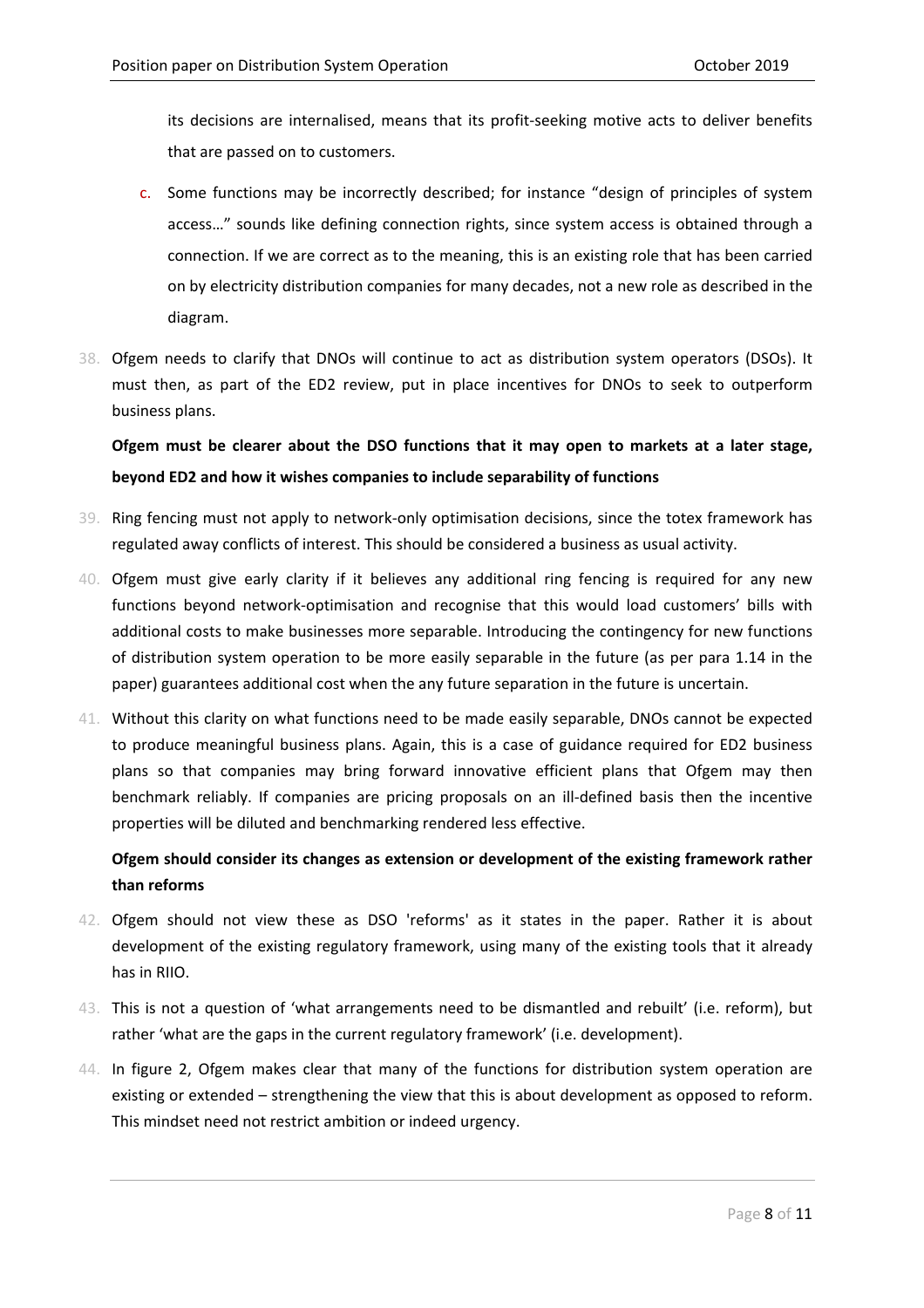its decisions are internalised, means that its profit-seeking motive acts to deliver benefits that are passed on to customers.

c. Some functions may be incorrectly described; for instance "design of principles of system access…" sounds like defining connection rights, since system access is obtained through a connection. If we are correct as to the meaning, this is an existing role that has been carried on by electricity distribution companies for many decades, not a new role as described in the diagram.

38. Ofgem needs to clarify that DNOs will continue to act as distribution system operators (DSOs). It must then, as part of the ED2 review, put in place incentives for DNOs to seek to outperform business plans.

**Ofgem must be clearer about the DSO functions that it may open to markets at a later stage, beyond ED2 and how it wishes companies to include separability of functions**

39. Ring fencing must not apply to network-only optimisation decisions, since the totex framework has regulated away conflicts of interest. This should be considered a business as usual activity.

40. Ofgem must give early clarity if it believes any additional ring fencing is required for any new functions beyond network-optimisation and recognise that this would load customers' bills with additional costs to make businesses more separable. Introducing the contingency for new functions of distribution system operation to be more easily separable in the future (as per para 1.14 in the paper) guarantees additional cost when the any future separation in the future is uncertain.

41. Without this clarity on what functions need to be made easily separable, DNOs cannot be expected to produce meaningful business plans. Again, this is a case of guidance required for ED2 business plans so that companies may bring forward innovative efficient plans that Ofgem may then benchmark reliably. If companies are pricing proposals on an ill-defined basis then the incentive properties will be diluted and benchmarking rendered less effective.

**Ofgem should consider its changes as extension or development of the existing framework rather than reforms**

42. Ofgem should not view these as DSO 'reforms' as it states in the paper. Rather it is about development of the existing regulatory framework, using many of the existing tools that it already has in RIIO.

43. This is not a question of 'what arrangements need to be dismantled and rebuilt' (i.e. reform), but rather 'what are the gaps in the current regulatory framework' (i.e. development).

44. In figure 2, Ofgem makes clear that many of the functions for distribution system operation are existing or extended – strengthening the view that this is about development as opposed to reform. This mindset need not restrict ambition or indeed urgency.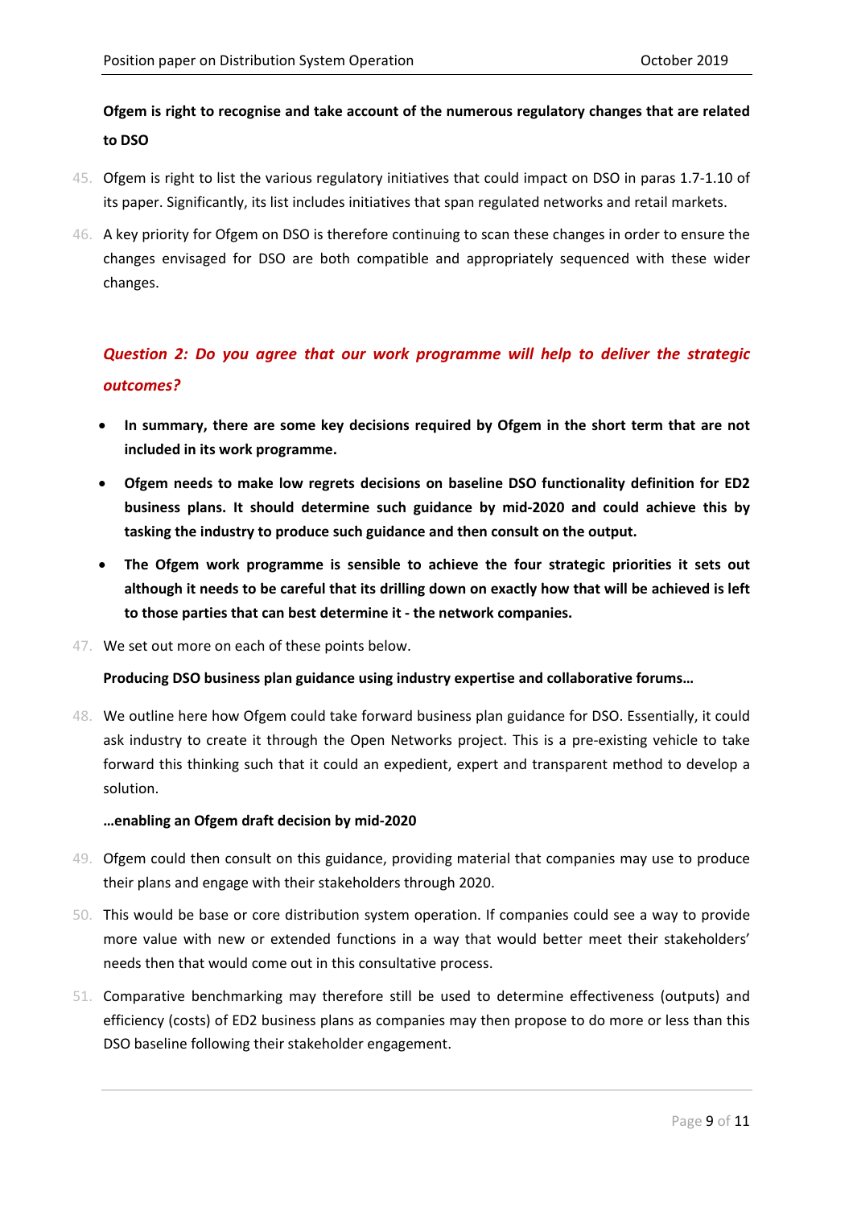**Ofgem is right to recognise and take account of the numerous regulatory changes that are related to DSO**

45. Ofgem is right to list the various regulatory initiatives that could impact on DSO in paras 1.7-1.10 of its paper. Significantly, its list includes initiatives that span regulated networks and retail markets.

46. A key priority for Ofgem on DSO is therefore continuing to scan these changes in order to ensure the changes envisaged for DSO are both compatible and appropriately sequenced with these wider changes.

### *Question 2: Do you agree that our work programme will help to deliver the strategic outcomes?*

- **In summary, there are some key decisions required by Ofgem in the short term that are not included in its work programme.**
- **Ofgem needs to make low regrets decisions on baseline DSO functionality definition for ED2 business plans. It should determine such guidance by mid-2020 and could achieve this by tasking the industry to produce such guidance and then consult on the output.**
- **The Ofgem work programme is sensible to achieve the four strategic priorities it sets out although it needs to be careful that its drilling down on exactly how that will be achieved is left to those parties that can best determine it - the network companies.**

47. We set out more on each of these points below.

**Producing DSO business plan guidance using industry expertise and collaborative forums…**

48. We outline here how Ofgem could take forward business plan guidance for DSO. Essentially, it could ask industry to create it through the Open Networks project. This is a pre-existing vehicle to take forward this thinking such that it could an expedient, expert and transparent method to develop a solution.

**…enabling an Ofgem draft decision by mid-2020**

49. Ofgem could then consult on this guidance, providing material that companies may use to produce their plans and engage with their stakeholders through 2020.

50. This would be base or core distribution system operation. If companies could see a way to provide more value with new or extended functions in a way that would better meet their stakeholders' needs then that would come out in this consultative process.

51. Comparative benchmarking may therefore still be used to determine effectiveness (outputs) and efficiency (costs) of ED2 business plans as companies may then propose to do more or less than this DSO baseline following their stakeholder engagement.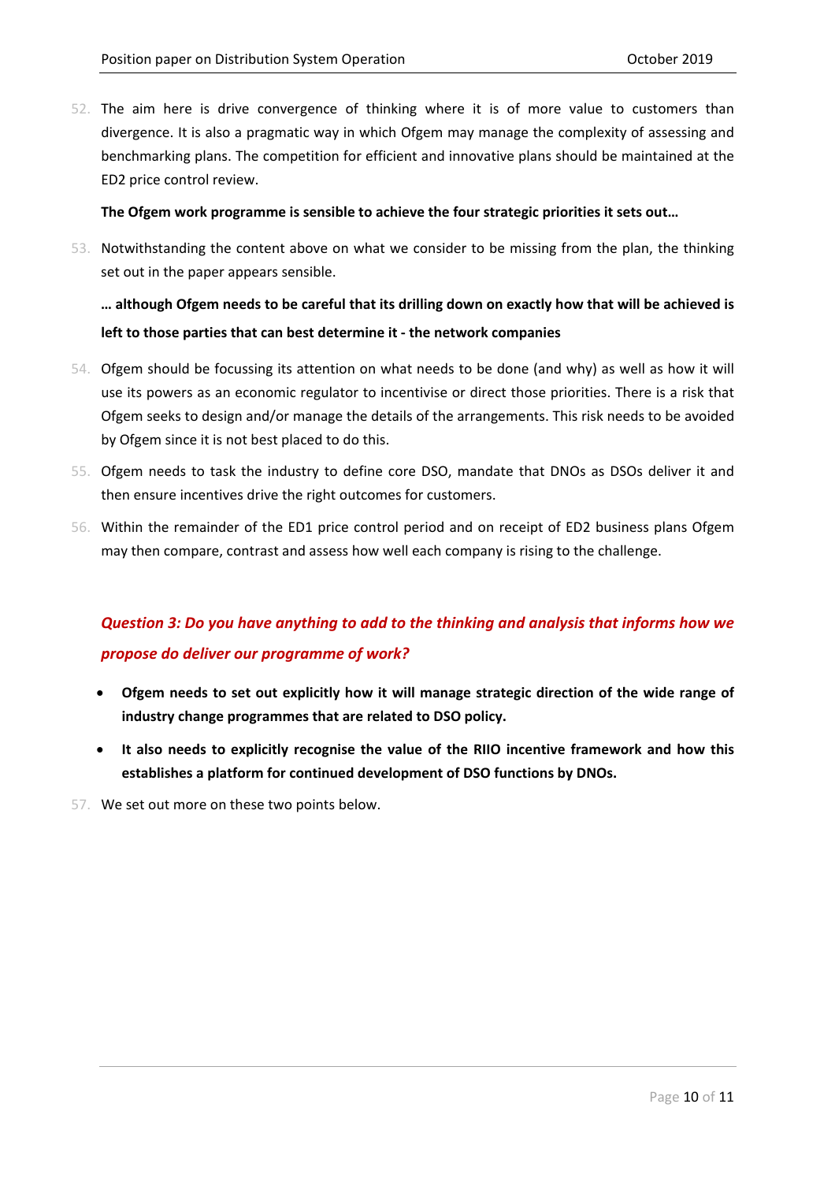52. The aim here is drive convergence of thinking where it is of more value to customers than divergence. It is also a pragmatic way in which Ofgem may manage the complexity of assessing and benchmarking plans. The competition for efficient and innovative plans should be maintained at the ED2 price control review.

**The Ofgem work programme is sensible to achieve the four strategic priorities it sets out…**

53. Notwithstanding the content above on what we consider to be missing from the plan, the thinking set out in the paper appears sensible.

**… although Ofgem needs to be careful that its drilling down on exactly how that will be achieved is left to those parties that can best determine it - the network companies**

54. Ofgem should be focussing its attention on what needs to be done (and why) as well as how it will use its powers as an economic regulator to incentivise or direct those priorities. There is a risk that Ofgem seeks to design and/or manage the details of the arrangements. This risk needs to be avoided by Ofgem since it is not best placed to do this.

55. Ofgem needs to task the industry to define core DSO, mandate that DNOs as DSOs deliver it and then ensure incentives drive the right outcomes for customers.

56. Within the remainder of the ED1 price control period and on receipt of ED2 business plans Ofgem may then compare, contrast and assess how well each company is rising to the challenge.

### *Question 3: Do you have anything to add to the thinking and analysis that informs how we propose do deliver our programme of work?*

- **Ofgem needs to set out explicitly how it will manage strategic direction of the wide range of industry change programmes that are related to DSO policy.**
- **It also needs to explicitly recognise the value of the RIIO incentive framework and how this establishes a platform for continued development of DSO functions by DNOs.**

57. We set out more on these two points below.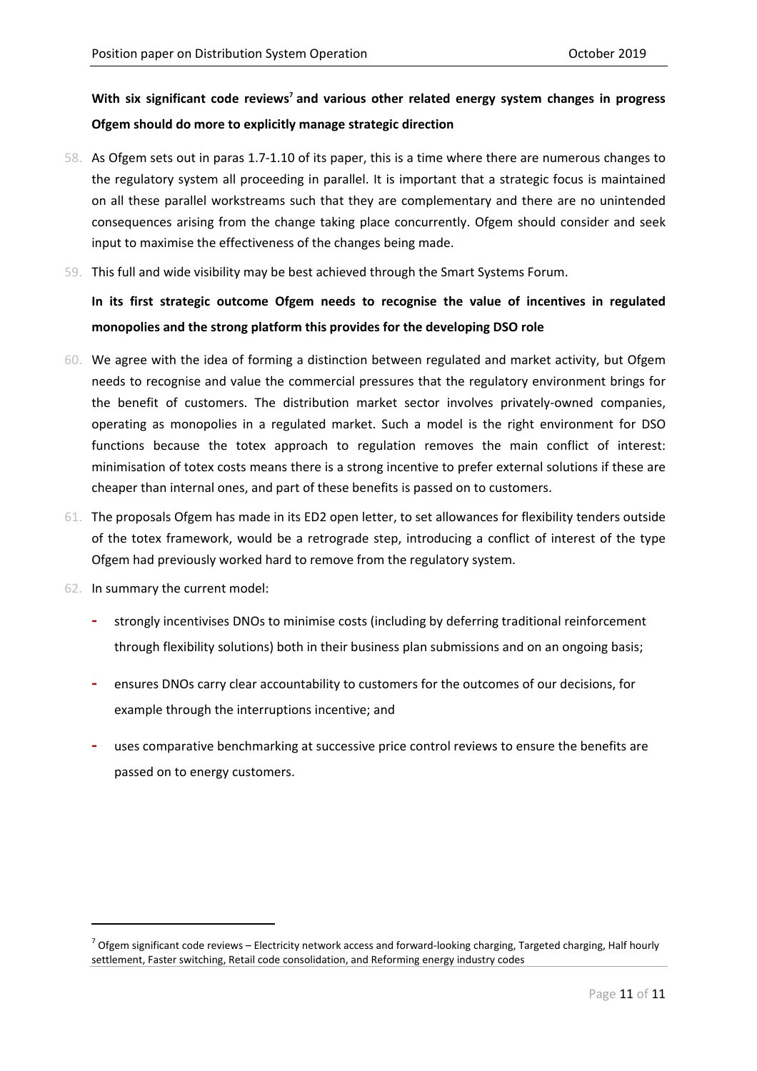**With six significant code reviews[7] and various other related energy system changes in progress Ofgem should do more to explicitly manage strategic direction**

58. As Ofgem sets out in paras 1.7-1.10 of its paper, this is a time where there are numerous changes to the regulatory system all proceeding in parallel. It is important that a strategic focus is maintained on all these parallel workstreams such that they are complementary and there are no unintended consequences arising from the change taking place concurrently. Ofgem should consider and seek input to maximise the effectiveness of the changes being made.

59. This full and wide visibility may be best achieved through the Smart Systems Forum.

**In its first strategic outcome Ofgem needs to recognise the value of incentives in regulated monopolies and the strong platform this provides for the developing DSO role**

60. We agree with the idea of forming a distinction between regulated and market activity, but Ofgem needs to recognise and value the commercial pressures that the regulatory environment brings for the benefit of customers. The distribution market sector involves privately-owned companies, operating as monopolies in a regulated market. Such a model is the right environment for DSO functions because the totex approach to regulation removes the main conflict of interest: minimisation of totex costs means there is a strong incentive to prefer external solutions if these are cheaper than internal ones, and part of these benefits is passed on to customers.

61. The proposals Ofgem has made in its ED2 open letter, to set allowances for flexibility tenders outside of the totex framework, would be a retrograde step, introducing a conflict of interest of the type Ofgem had previously worked hard to remove from the regulatory system.

62. In summary the current model:

- strongly incentivises DNOs to minimise costs (including by deferring traditional reinforcement through flexibility solutions) both in their business plan submissions and on an ongoing basis;
- ensures DNOs carry clear accountability to customers for the outcomes of our decisions, for example through the interruptions incentive; and
- uses comparative benchmarking at successive price control reviews to ensure the benefits are passed on to energy customers.

---

[7] Ofgem significant code reviews – Electricity network access and forward-looking charging, Targeted charging, Half hourly settlement, Faster switching, Retail code consolidation, and Reforming energy industry codes